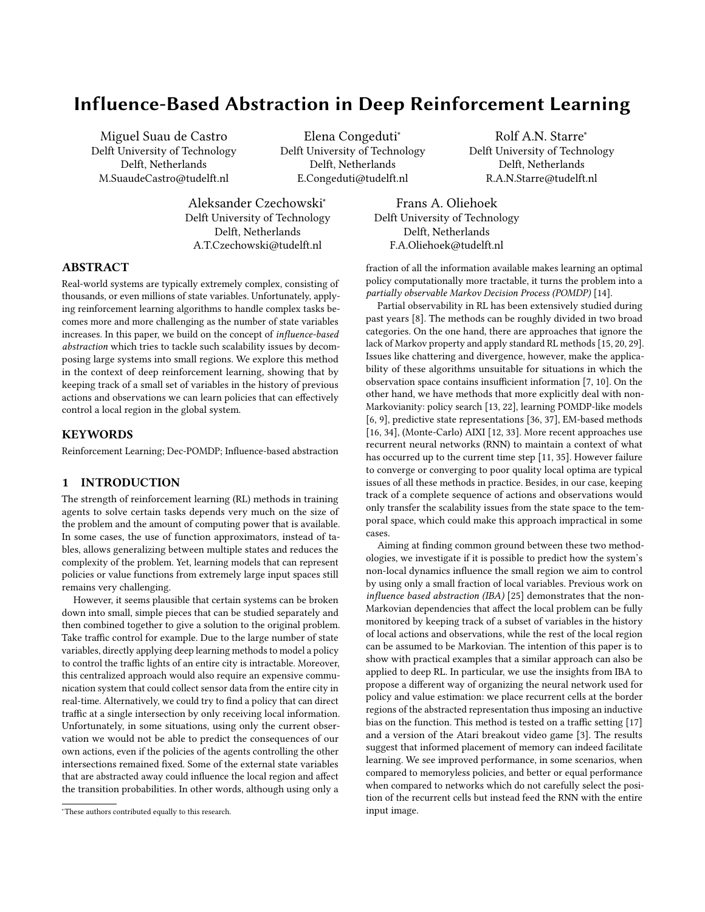# Influence-Based Abstraction in Deep Reinforcement Learning

Miguel Suau de Castro
Delft University of Technology
Delft, Netherlands
M.SuaudeCastro@tudelft.nl

Elena Congeduti*
Delft University of Technology
Delft, Netherlands
E.Congeduti@tudelft.nl

Rolf A.N. Starre*
Delft University of Technology
Delft, Netherlands
R.A.N.Starre@tudelft.nl

Aleksander Czechowski*
Delft University of Technology
Delft, Netherlands
A.T.Czechowski@tudelft.nl

Frans A. Oliehoek
Delft University of Technology
Delft, Netherlands
F.A.Oliehoek@tudelft.nl

## ABSTRACT

Real-world systems are typically extremely complex, consisting of thousands, or even millions of state variables. Unfortunately, applying reinforcement learning algorithms to handle complex tasks becomes more and more challenging as the number of state variables increases. In this paper, we build on the concept of *influence-based abstraction* which tries to tackle such scalability issues by decomposing large systems into small regions. We explore this method in the context of deep reinforcement learning, showing that by keeping track of a small set of variables in the history of previous actions and observations we can learn policies that can effectively control a local region in the global system.

## KEYWORDS

Reinforcement Learning; Dec-POMDP; Influence-based abstraction

## 1 INTRODUCTION

The strength of reinforcement learning (RL) methods in training agents to solve certain tasks depends very much on the size of the problem and the amount of computing power that is available. In some cases, the use of function approximators, instead of tables, allows generalizing between multiple states and reduces the complexity of the problem. Yet, learning models that can represent policies or value functions from extremely large input spaces still remains very challenging.

However, it seems plausible that certain systems can be broken down into small, simple pieces that can be studied separately and then combined together to give a solution to the original problem. Take traffic control for example. Due to the large number of state variables, directly applying deep learning methods to model a policy to control the traffic lights of an entire city is intractable. Moreover, this centralized approach would also require an expensive communication system that could collect sensor data from the entire city in real-time. Alternatively, we could try to find a policy that can direct traffic at a single intersection by only receiving local information. Unfortunately, in some situations, using only the current observation we would not be able to predict the consequences of our own actions, even if the policies of the agents controlling the other intersections remained fixed. Some of the external state variables that are abstracted away could influence the local region and affect the transition probabilities. In other words, although using only a fraction of all the information available makes learning an optimal policy computationally more tractable, it turns the problem into a *partially observable Markov Decision Process (POMDP)* [14].

Partial observability in RL has been extensively studied during past years [8]. The methods can be roughly divided in two broad categories. On the one hand, there are approaches that ignore the lack of Markov property and apply standard RL methods [15, 20, 29]. Issues like chattering and divergence, however, make the applicability of these algorithms unsuitable for situations in which the observation space contains insufficient information [7, 10]. On the other hand, we have methods that more explicitly deal with non-Markovianity: policy search [13, 22], learning POMDP-like models [6, 9], predictive state representations [36, 37], EM-based methods [16, 34], (Monte-Carlo) AIXI [12, 33]. More recent approaches use recurrent neural networks (RNN) to maintain a context of what has occurred up to the current time step [11, 35]. However failure to converge or converging to poor quality local optima are typical issues of all these methods in practice. Besides, in our case, keeping track of a complete sequence of actions and observations would only transfer the scalability issues from the state space to the temporal space, which could make this approach impractical in some cases.

Aiming at finding common ground between these two methodologies, we investigate if it is possible to predict how the system's non-local dynamics influence the small region we aim to control by using only a small fraction of local variables. Previous work on *influence based abstraction (IBA)* [25] demonstrates that the non-Markovian dependencies that affect the local problem can be fully monitored by keeping track of a subset of variables in the history of local actions and observations, while the rest of the local region can be assumed to be Markovian. The intention of this paper is to show with practical examples that a similar approach can also be applied to deep RL. In particular, we use the insights from IBA to propose a different way of organizing the neural network used for policy and value estimation: we place recurrent cells at the border regions of the abstracted representation thus imposing an inductive bias on the function. This method is tested on a traffic setting [17] and a version of the Atari breakout video game [3]. The results suggest that informed placement of memory can indeed facilitate learning. We see improved performance, in some scenarios, when compared to memoryless policies, and better or equal performance when compared to networks which do not carefully select the position of the recurrent cells but instead feed the RNN with the entire input image.

*These authors contributed equally to this research.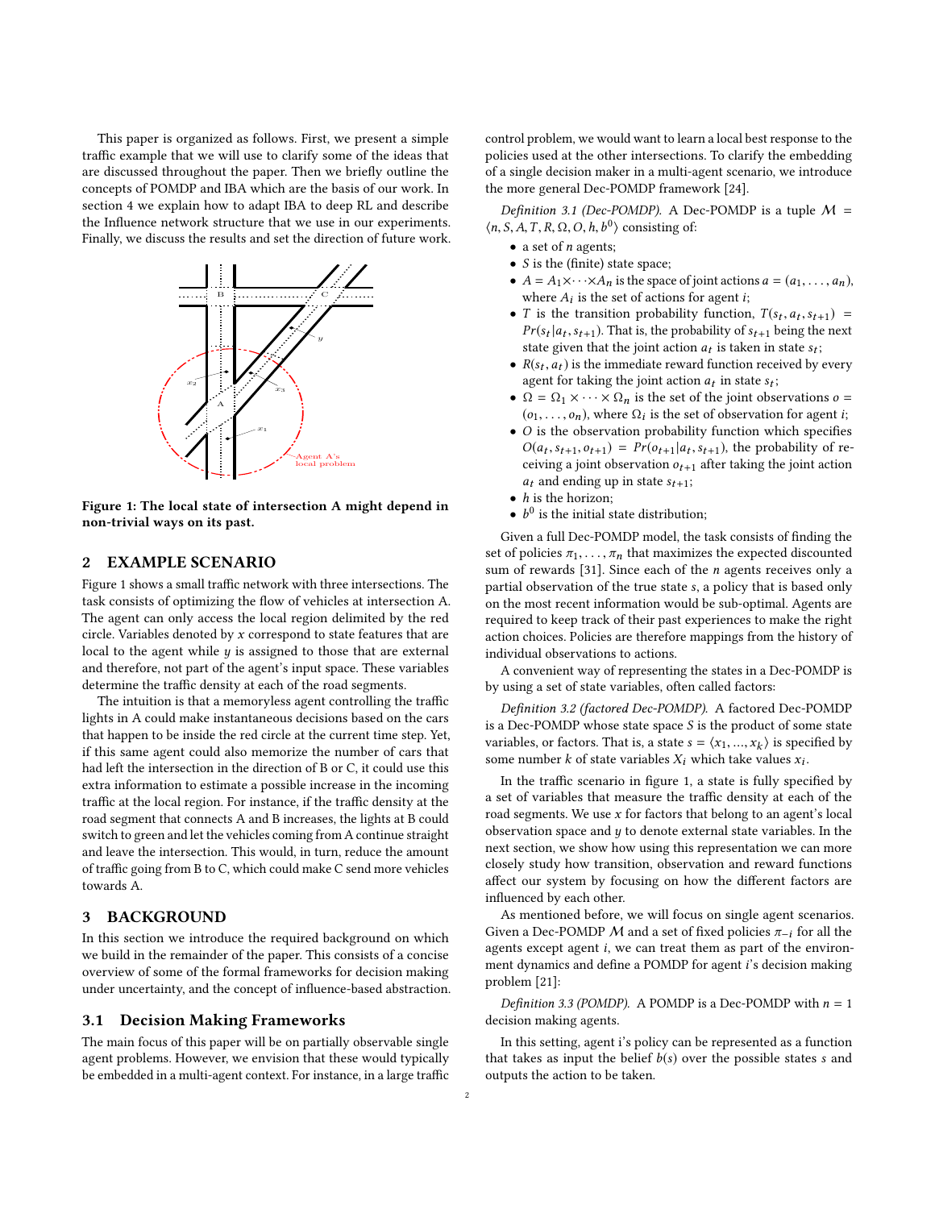This paper is organized as follows. First, we present a simple traffic example that we will use to clarify some of the ideas that are discussed throughout the paper. Then we briefly outline the concepts of POMDP and IBA which are the basis of our work. In section 4 we explain how to adapt IBA to deep RL and describe the Influence network structure that we use in our experiments. Finally, we discuss the results and set the direction of future work.

**Figure 1: The local state of intersection A might depend in non-trivial ways on its past.**

## 2 EXAMPLE SCENARIO

Figure 1 shows a small traffic network with three intersections. The task consists of optimizing the flow of vehicles at intersection A. The agent can only access the local region delimited by the red circle. Variables denoted by $x$ correspond to state features that are local to the agent while $y$ is assigned to those that are external and therefore, not part of the agent's input space. These variables determine the traffic density at each of the road segments.

The intuition is that a memoryless agent controlling the traffic lights in A could make instantaneous decisions based on the cars that happen to be inside the red circle at the current time step. Yet, if this same agent could also memorize the number of cars that had left the intersection in the direction of B or C, it could use this extra information to estimate a possible increase in the incoming traffic at the local region. For instance, if the traffic density at the road segment that connects A and B increases, the lights at B could switch to green and let the vehicles coming from A continue straight and leave the intersection. This would, in turn, reduce the amount of traffic going from B to C, which could make C send more vehicles towards A.

## 3 BACKGROUND

In this section we introduce the required background on which we build in the remainder of the paper. This consists of a concise overview of some of the formal frameworks for decision making under uncertainty, and the concept of influence-based abstraction.

### 3.1 Decision Making Frameworks

The main focus of this paper will be on partially observable single agent problems. However, we envision that these would typically be embedded in a multi-agent context. For instance, in a large traffic control problem, we would want to learn a local best response to the policies used at the other intersections. To clarify the embedding of a single decision maker in a multi-agent scenario, we introduce the more general Dec-POMDP framework [24].

*Definition 3.1 (Dec-POMDP).* A Dec-POMDP is a tuple $\mathcal{M} = \langle n, S, A, T, R, \Omega, O, h, b^0 \rangle$ consisting of:

- a set of $n$ agents;
- $S$ is the (finite) state space;
- $A = A_1 \times \cdots \times A_n$ is the space of joint actions $a = (a_1, \ldots, a_n)$, where $A_i$ is the set of actions for agent $i$;
- $T$ is the transition probability function, $T(s_t, a_t, s_{t+1}) = Pr(s_t | a_t, s_{t+1})$. That is, the probability of $s_{t+1}$ being the next state given that the joint action $a_t$ is taken in state $s_t$;
- $R(s_t, a_t)$ is the immediate reward function received by every agent for taking the joint action $a_t$ in state $s_t$;
- $\Omega = \Omega_1 \times \cdots \times \Omega_n$ is the set of the joint observations $o = (o_1, \ldots, o_n)$, where $\Omega_i$ is the set of observation for agent $i$;
- $O$ is the observation probability function which specifies $O(a_t, s_{t+1}, o_{t+1}) = Pr(o_{t+1} | a_t, s_{t+1})$, the probability of receiving a joint observation $o_{t+1}$ after taking the joint action $a_t$ and ending up in state $s_{t+1}$;
- $h$ is the horizon;
- $b^0$ is the initial state distribution;

Given a full Dec-POMDP model, the task consists of finding the set of policies $\pi_1, \ldots, \pi_n$ that maximizes the expected discounted sum of rewards [31]. Since each of the $n$ agents receives only a partial observation of the true state $s$, a policy that is based only on the most recent information would be sub-optimal. Agents are required to keep track of their past experiences to make the right action choices. Policies are therefore mappings from the history of individual observations to actions.

A convenient way of representing the states in a Dec-POMDP is by using a set of state variables, often called factors:

*Definition 3.2 (factored Dec-POMDP).* A factored Dec-POMDP is a Dec-POMDP whose state space $S$ is the product of some state variables, or factors. That is, a state $s = \langle x_1, ..., x_k \rangle$ is specified by some number $k$ of state variables $X_i$ which take values $x_i$.

In the traffic scenario in figure 1, a state is fully specified by a set of variables that measure the traffic density at each of the road segments. We use $x$ for factors that belong to an agent's local observation space and $y$ to denote external state variables. In the next section, we show how using this representation we can more closely study how transition, observation and reward functions affect our system by focusing on how the different factors are influenced by each other.

As mentioned before, we will focus on single agent scenarios. Given a Dec-POMDP $\mathcal{M}$ and a set of fixed policies $\pi_{-i}$ for all the agents except agent $i$, we can treat them as part of the environment dynamics and define a POMDP for agent $i$'s decision making problem [21]:

*Definition 3.3 (POMDP).* A POMDP is a Dec-POMDP with $n = 1$ decision making agents.

In this setting, agent i's policy can be represented as a function that takes as input the belief $b(s)$ over the possible states $s$ and outputs the action to be taken.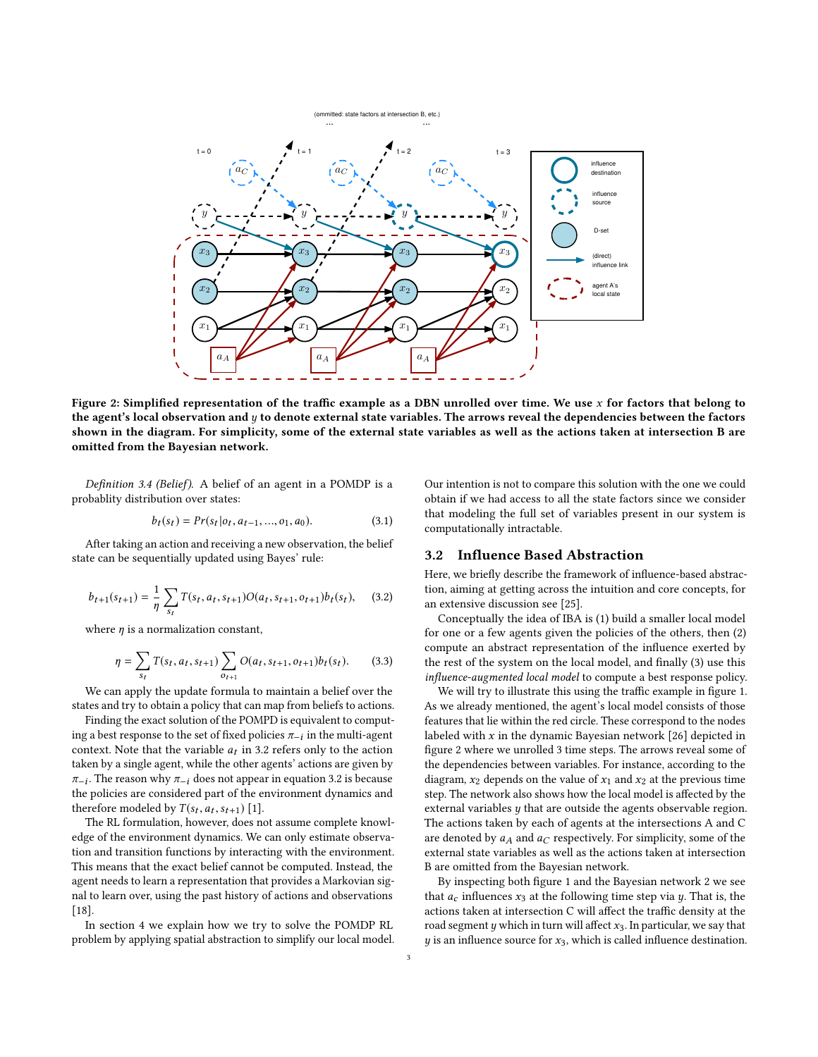Figure 2: Simplified representation of the traffic example as a DBN unrolled over time. We use $x$ for factors that belong to the agent's local observation and $y$ to denote external state variables. The arrows reveal the dependencies between the factors shown in the diagram. For simplicity, some of the external state variables as well as the actions taken at intersection B are omitted from the Bayesian network.

*Definition 3.4 (Belief).* A belief of an agent in a POMDP is a probablity distribution over states:

$$b_t(s_t) = Pr(s_t | o_t, a_{t-1}, ..., o_1, a_0). \tag{3.1}$$

After taking an action and receiving a new observation, the belief state can be sequentially updated using Bayes' rule:

$$b_{t+1}(s_{t+1}) = \frac{1}{\eta} \sum_{s_t} T(s_t, a_t, s_{t+1}) O(a_t, s_{t+1}, o_{t+1}) b_t(s_t), \tag{3.2}$$

where $\eta$ is a normalization constant,

$$\eta = \sum_{s_t} T(s_t, a_t, s_{t+1}) \sum_{o_{t+1}} O(a_t, s_{t+1}, o_{t+1}) b_t(s_t). \tag{3.3}$$

We can apply the update formula to maintain a belief over the states and try to obtain a policy that can map from beliefs to actions.

Finding the exact solution of the POMPD is equivalent to computing a best response to the set of fixed policies $\pi_{-i}$ in the multi-agent context. Note that the variable $a_t$ in 3.2 refers only to the action taken by a single agent, while the other agents' actions are given by $\pi_{-i}$. The reason why $\pi_{-i}$ does not appear in equation 3.2 is because the policies are considered part of the environment dynamics and therefore modeled by $T(s_t, a_t, s_{t+1})$ [1].

The RL formulation, however, does not assume complete knowledge of the environment dynamics. We can only estimate observation and transition functions by interacting with the environment. This means that the exact belief cannot be computed. Instead, the agent needs to learn a representation that provides a Markovian signal to learn over, using the past history of actions and observations [18].

In section 4 we explain how we try to solve the POMDP RL problem by applying spatial abstraction to simplify our local model. Our intention is not to compare this solution with the one we could obtain if we had access to all the state factors since we consider that modeling the full set of variables present in our system is computationally intractable.

## 3.2 Influence Based Abstraction

Here, we briefly describe the framework of influence-based abstraction, aiming at getting across the intuition and core concepts, for an extensive discussion see [25].

Conceptually the idea of IBA is (1) build a smaller local model for one or a few agents given the policies of the others, then (2) compute an abstract representation of the influence exerted by the rest of the system on the local model, and finally (3) use this *influence-augmented local model* to compute a best response policy.

We will try to illustrate this using the traffic example in figure 1. As we already mentioned, the agent's local model consists of those features that lie within the red circle. These correspond to the nodes labeled with $x$ in the dynamic Bayesian network [26] depicted in figure 2 where we unrolled 3 time steps. The arrows reveal some of the dependencies between variables. For instance, according to the diagram, $x_2$ depends on the value of $x_1$ and $x_2$ at the previous time step. The network also shows how the local model is affected by the external variables $y$ that are outside the agents observable region. The actions taken by each of agents at the intersections A and C are denoted by $a_A$ and $a_C$ respectively. For simplicity, some of the external state variables as well as the actions taken at intersection B are omitted from the Bayesian network.

By inspecting both figure 1 and the Bayesian network 2 we see that $a_c$ influences $x_3$ at the following time step via $y$. That is, the actions taken at intersection C will affect the traffic density at the road segment $y$ which in turn will affect $x_3$. In particular, we say that $y$ is an influence source for $x_3$, which is called influence destination.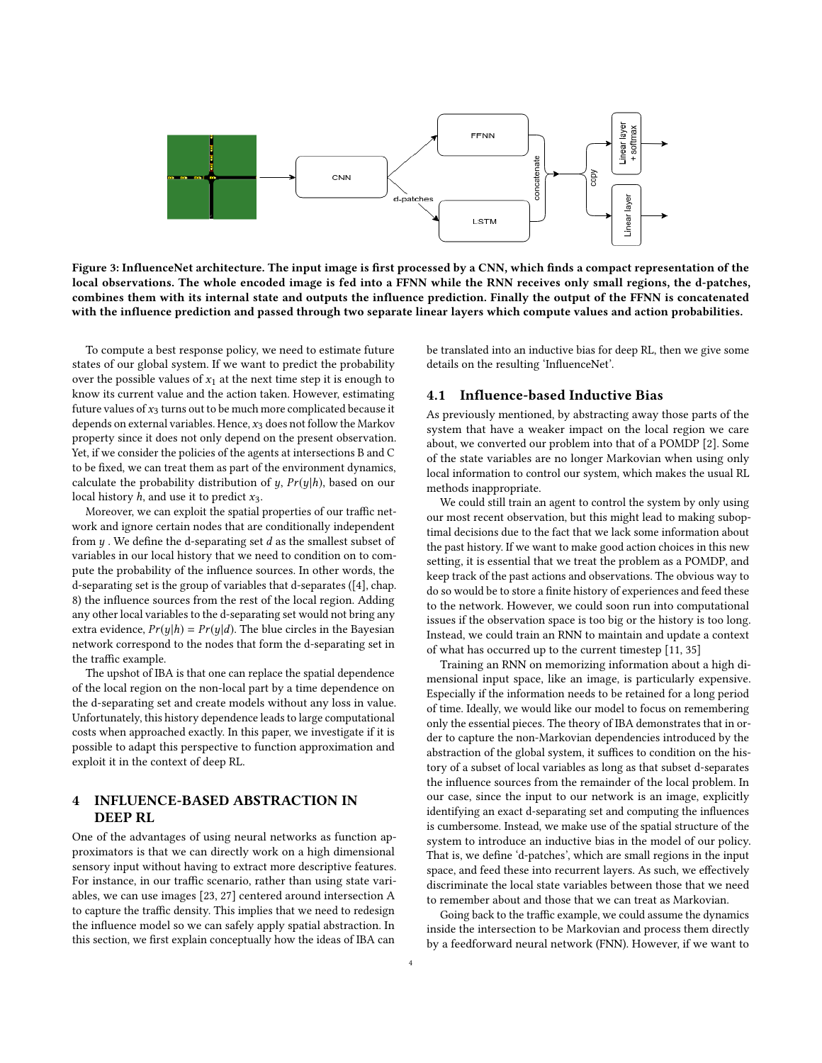Figure 3: InfluenceNet architecture. The input image is first processed by a CNN, which finds a compact representation of the local observations. The whole encoded image is fed into a FFNN while the RNN receives only small regions, the d-patches, combines them with its internal state and outputs the influence prediction. Finally the output of the FFNN is concatenated with the influence prediction and passed through two separate linear layers which compute values and action probabilities.

To compute a best response policy, we need to estimate future states of our global system. If we want to predict the probability over the possible values of $x_1$ at the next time step it is enough to know its current value and the action taken. However, estimating future values of $x_3$ turns out to be much more complicated because it depends on external variables. Hence, $x_3$ does not follow the Markov property since it does not only depend on the present observation. Yet, if we consider the policies of the agents at intersections B and C to be fixed, we can treat them as part of the environment dynamics, calculate the probability distribution of $y$, $Pr(y|h)$, based on our local history $h$, and use it to predict $x_3$.

Moreover, we can exploit the spatial properties of our traffic network and ignore certain nodes that are conditionally independent from $y$. We define the d-separating set $d$ as the smallest subset of variables in our local history that we need to condition on to compute the probability of the influence sources. In other words, the d-separating set is the group of variables that d-separates ([4], chap. 8) the influence sources from the rest of the local region. Adding any other local variables to the d-separating set would not bring any extra evidence, $Pr(y|h) = Pr(y|d)$. The blue circles in the Bayesian network correspond to the nodes that form the d-separating set in the traffic example.

The upshot of IBA is that one can replace the spatial dependence of the local region on the non-local part by a time dependence on the d-separating set and create models without any loss in value. Unfortunately, this history dependence leads to large computational costs when approached exactly. In this paper, we investigate if it is possible to adapt this perspective to function approximation and exploit it in the context of deep RL.

# 4 INFLUENCE-BASED ABSTRACTION IN DEEP RL

One of the advantages of using neural networks as function approximators is that we can directly work on a high dimensional sensory input without having to extract more descriptive features. For instance, in our traffic scenario, rather than using state variables, we can use images [23, 27] centered around intersection A to capture the traffic density. This implies that we need to redesign the influence model so we can safely apply spatial abstraction. In this section, we first explain conceptually how the ideas of IBA can be translated into an inductive bias for deep RL, then we give some details on the resulting 'InfluenceNet'.

## 4.1 Influence-based Inductive Bias

As previously mentioned, by abstracting away those parts of the system that have a weaker impact on the local region we care about, we converted our problem into that of a POMDP [2]. Some of the state variables are no longer Markovian when using only local information to control our system, which makes the usual RL methods inappropriate.

We could still train an agent to control the system by only using our most recent observation, but this might lead to making suboptimal decisions due to the fact that we lack some information about the past history. If we want to make good action choices in this new setting, it is essential that we treat the problem as a POMDP, and keep track of the past actions and observations. The obvious way to do so would be to store a finite history of experiences and feed these to the network. However, we could soon run into computational issues if the observation space is too big or the history is too long. Instead, we could train an RNN to maintain and update a context of what has occurred up to the current timestep [11, 35]

Training an RNN on memorizing information about a high dimensional input space, like an image, is particularly expensive. Especially if the information needs to be retained for a long period of time. Ideally, we would like our model to focus on remembering only the essential pieces. The theory of IBA demonstrates that in order to capture the non-Markovian dependencies introduced by the abstraction of the global system, it suffices to condition on the history of a subset of local variables as long as that subset d-separates the influence sources from the remainder of the local problem. In our case, since the input to our network is an image, explicitly identifying an exact d-separating set and computing the influences is cumbersome. Instead, we make use of the spatial structure of the system to introduce an inductive bias in the model of our policy. That is, we define 'd-patches', which are small regions in the input space, and feed these into recurrent layers. As such, we effectively discriminate the local state variables between those that we need to remember about and those that we can treat as Markovian.

Going back to the traffic example, we could assume the dynamics inside the intersection to be Markovian and process them directly by a feedforward neural network (FNN). However, if we want to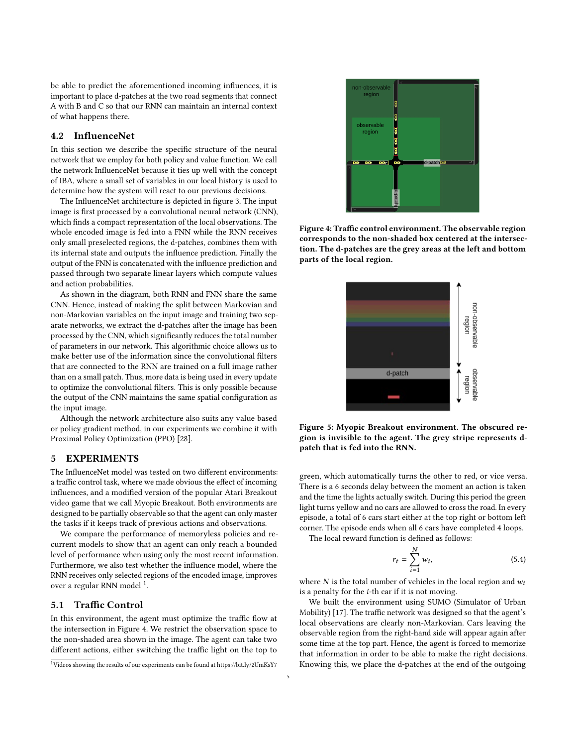be able to predict the aforementioned incoming influences, it is important to place d-patches at the two road segments that connect A with B and C so that our RNN can maintain an internal context of what happens there.

### 4.2 InfluenceNet

In this section we describe the specific structure of the neural network that we employ for both policy and value function. We call the network InfluenceNet because it ties up well with the concept of IBA, where a small set of variables in our local history is used to determine how the system will react to our previous decisions.

The InfluenceNet architecture is depicted in figure 3. The input image is first processed by a convolutional neural network (CNN), which finds a compact representation of the local observations. The whole encoded image is fed into a FNN while the RNN receives only small preselected regions, the d-patches, combines them with its internal state and outputs the influence prediction. Finally the output of the FNN is concatenated with the influence prediction and passed through two separate linear layers which compute values and action probabilities.

As shown in the diagram, both RNN and FNN share the same CNN. Hence, instead of making the split between Markovian and non-Markovian variables on the input image and training two separate networks, we extract the d-patches after the image has been processed by the CNN, which significantly reduces the total number of parameters in our network. This algorithmic choice allows us to make better use of the information since the convolutional filters that are connected to the RNN are trained on a full image rather than on a small patch. Thus, more data is being used in every update to optimize the convolutional filters. This is only possible because the output of the CNN maintains the same spatial configuration as the input image.

Although the network architecture also suits any value based or policy gradient method, in our experiments we combine it with Proximal Policy Optimization (PPO) [28].

## 5 EXPERIMENTS

The InfluenceNet model was tested on two different environments: a traffic control task, where we made obvious the effect of incoming influences, and a modified version of the popular Atari Breakout video game that we call Myopic Breakout. Both environments are designed to be partially observable so that the agent can only master the tasks if it keeps track of previous actions and observations.

We compare the performance of memoryless policies and recurrent models to show that an agent can only reach a bounded level of performance when using only the most recent information. Furthermore, we also test whether the influence model, where the RNN receives only selected regions of the encoded image, improves over a regular RNN model [1].

### 5.1 Traffic Control

In this environment, the agent must optimize the traffic flow at the intersection in Figure 4. We restrict the observation space to the non-shaded area shown in the image. The agent can take two different actions, either switching the traffic light on the top to green, which automatically turns the other to red, or vice versa. There is a 6 seconds delay between the moment an action is taken and the time the lights actually switch. During this period the green light turns yellow and no cars are allowed to cross the road. In every episode, a total of 6 cars start either at the top right or bottom left corner. The episode ends when all 6 cars have completed 4 loops.

Figure 4: Traffic control environment. The observable region corresponds to the non-shaded box centered at the intersection. The d-patches are the grey areas at the left and bottom parts of the local region.

Figure 5: Myopic Breakout environment. The obscured region is invisible to the agent. The grey stripe represents d-patch that is fed into the RNN.

The local reward function is defined as follows:

$$r_t = \sum_{i=1}^{N} w_i, \tag{5.4}$$

where $N$ is the total number of vehicles in the local region and $w_i$ is a penalty for the $i$-th car if it is not moving.

We built the environment using SUMO (Simulator of Urban Mobility) [17]. The traffic network was designed so that the agent's local observations are clearly non-Markovian. Cars leaving the observable region from the right-hand side will appear again after some time at the top part. Hence, the agent is forced to memorize that information in order to be able to make the right decisions. Knowing this, we place the d-patches at the end of the outgoing

[1] Videos showing the results of our experiments can be found at https://bit.ly/2UmKsY7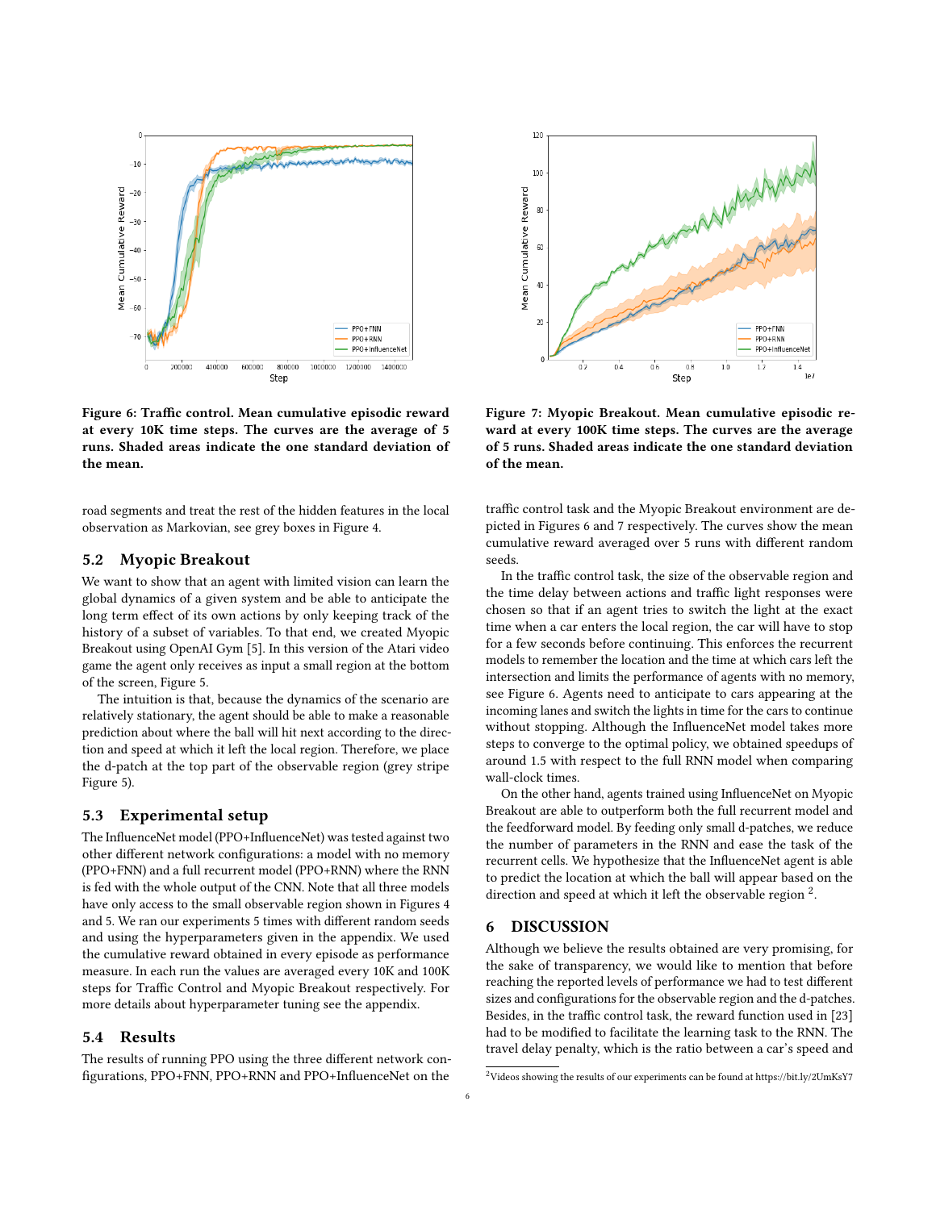Figure 6: Traffic control. Mean cumulative episodic reward at every 10K time steps. The curves are the average of 5 runs. Shaded areas indicate the one standard deviation of the mean.

Figure 7: Myopic Breakout. Mean cumulative episodic reward at every 100K time steps. The curves are the average of 5 runs. Shaded areas indicate the one standard deviation of the mean.

road segments and treat the rest of the hidden features in the local observation as Markovian, see grey boxes in Figure 4.

## 5.2 Myopic Breakout

We want to show that an agent with limited vision can learn the global dynamics of a given system and be able to anticipate the long term effect of its own actions by only keeping track of the history of a subset of variables. To that end, we created Myopic Breakout using OpenAI Gym [5]. In this version of the Atari video game the agent only receives as input a small region at the bottom of the screen, Figure 5.

The intuition is that, because the dynamics of the scenario are relatively stationary, the agent should be able to make a reasonable prediction about where the ball will hit next according to the direction and speed at which it left the local region. Therefore, we place the d-patch at the top part of the observable region (grey stripe Figure 5).

## 5.3 Experimental setup

The InfluenceNet model (PPO+InfluenceNet) was tested against two other different network configurations: a model with no memory (PPO+FNN) and a full recurrent model (PPO+RNN) where the RNN is fed with the whole output of the CNN. Note that all three models have only access to the small observable region shown in Figures 4 and 5. We ran our experiments 5 times with different random seeds and using the hyperparameters given in the appendix. We used the cumulative reward obtained in every episode as performance measure. In each run the values are averaged every 10K and 100K steps for Traffic Control and Myopic Breakout respectively. For more details about hyperparameter tuning see the appendix.

## 5.4 Results

The results of running PPO using the three different network configurations, PPO+FNN, PPO+RNN and PPO+InfluenceNet on the traffic control task and the Myopic Breakout environment are depicted in Figures 6 and 7 respectively. The curves show the mean cumulative reward averaged over 5 runs with different random seeds.

In the traffic control task, the size of the observable region and the time delay between actions and traffic light responses were chosen so that if an agent tries to switch the light at the exact time when a car enters the local region, the car will have to stop for a few seconds before continuing. This enforces the recurrent models to remember the location and the time at which cars left the intersection and limits the performance of agents with no memory, see Figure 6. Agents need to anticipate to cars appearing at the incoming lanes and switch the lights in time for the cars to continue without stopping. Although the InfluenceNet model takes more steps to converge to the optimal policy, we obtained speedups of around 1.5 with respect to the full RNN model when comparing wall-clock times.

On the other hand, agents trained using InfluenceNet on Myopic Breakout are able to outperform both the full recurrent model and the feedforward model. By feeding only small d-patches, we reduce the number of parameters in the RNN and ease the task of the recurrent cells. We hypothesize that the InfluenceNet agent is able to predict the location at which the ball will appear based on the direction and speed at which it left the observable region [2].

# 6 DISCUSSION

Although we believe the results obtained are very promising, for the sake of transparency, we would like to mention that before reaching the reported levels of performance we had to test different sizes and configurations for the observable region and the d-patches. Besides, in the traffic control task, the reward function used in [23] had to be modified to facilitate the learning task to the RNN. The travel delay penalty, which is the ratio between a car's speed and

[2] Videos showing the results of our experiments can be found at https://bit.ly/2UmKsY7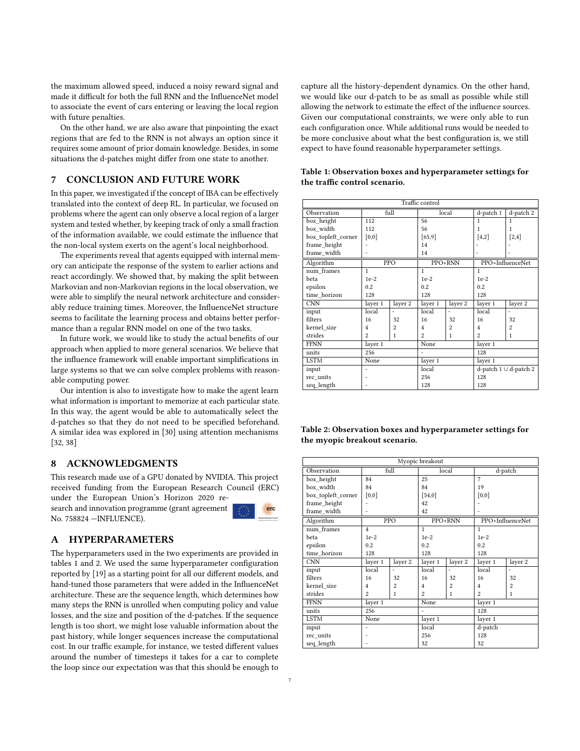the maximum allowed speed, induced a noisy reward signal and made it difficult for both the full RNN and the InfluenceNet model to associate the event of cars entering or leaving the local region with future penalties.

On the other hand, we are also aware that pinpointing the exact regions that are fed to the RNN is not always an option since it requires some amount of prior domain knowledge. Besides, in some situations the d-patches might differ from one state to another.

## 7 CONCLUSION AND FUTURE WORK

In this paper, we investigated if the concept of IBA can be effectively translated into the context of deep RL. In particular, we focused on problems where the agent can only observe a local region of a larger system and tested whether, by keeping track of only a small fraction of the information available, we could estimate the influence that the non-local system exerts on the agent's local neighborhood.

The experiments reveal that agents equipped with internal memory can anticipate the response of the system to earlier actions and react accordingly. We showed that, by making the split between Markovian and non-Markovian regions in the local observation, we were able to simplify the neural network architecture and considerably reduce training times. Moreover, the InfluenceNet structure seems to facilitate the learning process and obtains better performance than a regular RNN model on one of the two tasks.

In future work, we would like to study the actual benefits of our approach when applied to more general scenarios. We believe that the influence framework will enable important simplifications in large systems so that we can solve complex problems with reasonable computing power.

Our intention is also to investigate how to make the agent learn what information is important to memorize at each particular state. In this way, the agent would be able to automatically select the d-patches so that they do not need to be specified beforehand. A similar idea was explored in [30] using attention mechanisms [32, 38]

## 8 ACKNOWLEDGMENTS

This research made use of a GPU donated by NVIDIA. This project received funding from the European Research Council (ERC) under the European Union's Horizon 2020 research and innovation programme (grant agreement No. 758824 —INFLUENCE).

## A HYPERPARAMETERS

The hyperparameters used in the two experiments are provided in tables 1 and 2. We used the same hyperparameter configuration reported by [19] as a starting point for all our different models, and hand-tuned those parameters that were added in the InfluenceNet architecture. These are the sequence length, which determines how many steps the RNN is unrolled when computing policy and value losses, and the size and position of the d-patches. If the sequence length is too short, we might lose valuable information about the past history, while longer sequences increase the computational cost. In our traffic example, for instance, we tested different values around the number of timesteps it takes for a car to complete the loop since our expectation was that this should be enough to capture all the history-dependent dynamics. On the other hand, we would like our d-patch to be as small as possible while still allowing the network to estimate the effect of the influence sources. Given our computational constraints, we were only able to run each configuration once. While additional runs would be needed to be more conclusive about what the best configuration is, we still expect to have found reasonable hyperparameter settings.

**Table 1: Observation boxes and hyperparameter settings for the traffic control scenario.**

| Traffic control | | | | | | |
|---|---|---|---|---|---|---|
| Observation | full | | local | | d-patch 1 | d-patch 2 |
| box_height | 112 | | 56 | | 1 | 1 |
| box_width | 112 | | 56 | | 1 | 1 |
| box_topleft_corner | [0,0] | | [65,9] | | [4,2] | [2,4] |
| frame_height | - | | 14 | | - | - |
| frame_width | - | | 14 | | - | - |
| Algorithm | PPO | | PPO+RNN | | PPO+InfluenceNet | |
| num_frames | 1 | | 1 | | 1 | |
| beta | 1e-2 | | 1e-2 | | 1e-2 | |
| epsilon | 0.2 | | 0.2 | | 0.2 | |
| time_horizon | 128 | | 128 | | 128 | |
| CNN | layer 1 | layer 2 | layer 1 | layer 2 | layer 1 | layer 2 |
| input | local | - | local | - | local | - |
| filters | 16 | 32 | 16 | 32 | 16 | 32 |
| kernel_size | 4 | 2 | 4 | 2 | 4 | 2 |
| strides | 2 | 1 | 2 | 1 | 2 | 1 |
| FFNN | layer 1 | | None | | layer 1 | |
| units | 256 | | - | | 128 | |
| LSTM | None | | layer 1 | | layer 1 | |
| input | - | | local | | d-patch 1 ∪ d-patch 2 | |
| rec_units | - | | 256 | | 128 | |
| seq_length | - | | 128 | | 128 | |

**Table 2: Observation boxes and hyperparameter settings for the myopic breakout scenario.**

| Myopic breakout | | | | | | |
|---|---|---|---|---|---|---|
| Observation | full | | local | | d-patch | |
| box_height | 84 | | 25 | | 7 | |
| box_width | 84 | | 84 | | 19 | |
| box_topleft_corner | [0,0] | | [54,0] | | [0,0] | |
| frame_height | - | | 42 | | - | |
| frame_width | - | | 42 | | - | |
| Algorithm | PPO | | PPO+RNN | | PPO+InfluenceNet | |
| num_frames | 4 | | 1 | | 1 | |
| beta | 1e-2 | | 1e-2 | | 1e-2 | |
| epsilon | 0.2 | | 0.2 | | 0.2 | |
| time_horizon | 128 | | 128 | | 128 | |
| CNN | layer 1 | layer 2 | layer 1 | layer 2 | layer 1 | layer 2 |
| input | local | - | local | - | local | - |
| filters | 16 | 32 | 16 | 32 | 16 | 32 |
| kernel_size | 4 | 2 | 4 | 2 | 4 | 2 |
| strides | 2 | 1 | 2 | 1 | 2 | 1 |
| FFNN | layer 1 | | None | | layer 1 | |
| units | 256 | | - | | 128 | |
| LSTM | None | | layer 1 | | layer 1 | |
| input | - | | local | | d-patch | |
| rec_units | - | | 256 | | 128 | |
| seq_length | - | | 32 | | 32 | |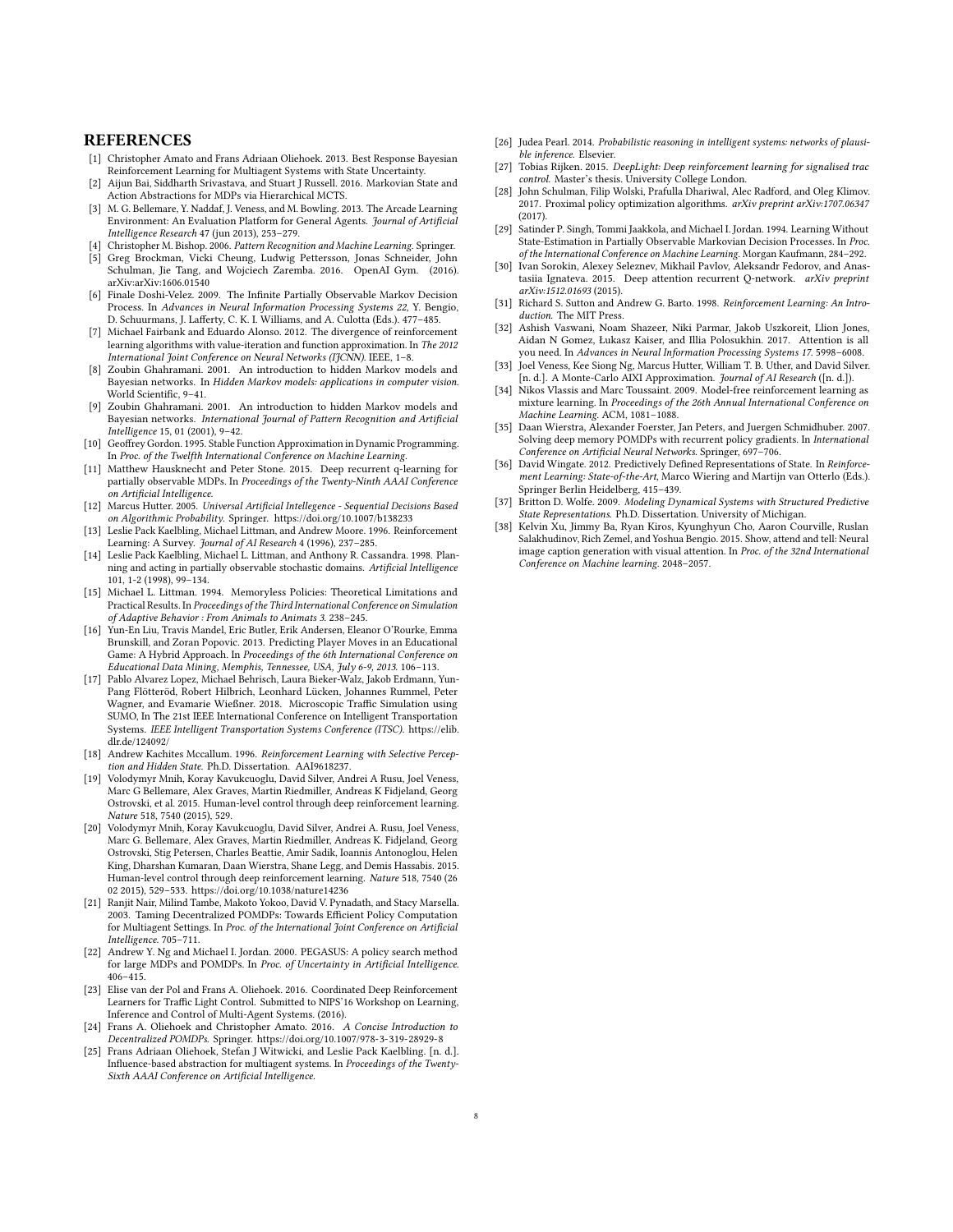# REFERENCES

- [1] Christopher Amato and Frans Adriaan Oliehoek. 2013. Best Response Bayesian Reinforcement Learning for Multiagent Systems with State Uncertainty.
- [2] Aijun Bai, Siddharth Srivastava, and Stuart J Russell. 2016. Markovian State and Action Abstractions for MDPs via Hierarchical MCTS.
- [3] M. G. Bellemare, Y. Naddaf, J. Veness, and M. Bowling. 2013. The Arcade Learning Environment: An Evaluation Platform for General Agents. *Journal of Artificial Intelligence Research* 47 (jun 2013), 253–279.
- [4] Christopher M. Bishop. 2006. *Pattern Recognition and Machine Learning*. Springer.
- [5] Greg Brockman, Vicki Cheung, Ludwig Pettersson, Jonas Schneider, John Schulman, Jie Tang, and Wojciech Zaremba. 2016. OpenAI Gym. (2016). arXiv:arXiv:1606.01540
- [6] Finale Doshi-Velez. 2009. The Infinite Partially Observable Markov Decision Process. In *Advances in Neural Information Processing Systems 22*, Y. Bengio, D. Schuurmans, J. Lafferty, C. K. I. Williams, and A. Culotta (Eds.). 477–485.
- [7] Michael Fairbank and Eduardo Alonso. 2012. The divergence of reinforcement learning algorithms with value-iteration and function approximation. In *The 2012 International Joint Conference on Neural Networks (IJCNN)*. IEEE, 1–8.
- [8] Zoubin Ghahramani. 2001. An introduction to hidden Markov models and Bayesian networks. In *Hidden Markov models: applications in computer vision*. World Scientific, 9–41.
- [9] Zoubin Ghahramani. 2001. An introduction to hidden Markov models and Bayesian networks. *International Journal of Pattern Recognition and Artificial Intelligence* 15, 01 (2001), 9–42.
- [10] Geoffrey Gordon. 1995. Stable Function Approximation in Dynamic Programming. In *Proc. of the Twelfth International Conference on Machine Learning*.
- [11] Matthew Hausknecht and Peter Stone. 2015. Deep recurrent q-learning for partially observable MDPs. In *Proceedings of the Twenty-Ninth AAAI Conference on Artificial Intelligence*.
- [12] Marcus Hutter. 2005. *Universal Artificial Intellegence - Sequential Decisions Based on Algorithmic Probability*. Springer. https://doi.org/10.1007/b138233
- [13] Leslie Pack Kaelbling, Michael Littman, and Andrew Moore. 1996. Reinforcement Learning: A Survey. *Journal of AI Research* 4 (1996), 237–285.
- [14] Leslie Pack Kaelbling, Michael L. Littman, and Anthony R. Cassandra. 1998. Planning and acting in partially observable stochastic domains. *Artificial Intelligence* 101, 1-2 (1998), 99–134.
- [15] Michael L. Littman. 1994. Memoryless Policies: Theoretical Limitations and Practical Results. In *Proceedings of the Third International Conference on Simulation of Adaptive Behavior : From Animals to Animats 3*. 238–245.
- [16] Yun-En Liu, Travis Mandel, Eric Butler, Erik Andersen, Eleanor O'Rourke, Emma Brunskill, and Zoran Popovic. 2013. Predicting Player Moves in an Educational Game: A Hybrid Approach. In *Proceedings of the 6th International Conference on Educational Data Mining, Memphis, Tennessee, USA, July 6-9, 2013*. 106–113.
- [17] Pablo Alvarez Lopez, Michael Behrisch, Laura Bieker-Walz, Jakob Erdmann, Yun-Pang Flötteröd, Robert Hilbrich, Leonhard Lücken, Johannes Rummel, Peter Wagner, and Evamarie Wießner. 2018. Microscopic Traffic Simulation using SUMO, In The 21st IEEE International Conference on Intelligent Transportation Systems. *IEEE Intelligent Transportation Systems Conference (ITSC)*. https://elib.dlr.de/124092/
- [18] Andrew Kachites Mccallum. 1996. *Reinforcement Learning with Selective Perception and Hidden State*. Ph.D. Dissertation. AAI9618237.
- [19] Volodymyr Mnih, Koray Kavukcuoglu, David Silver, Andrei A Rusu, Joel Veness, Marc G Bellemare, Alex Graves, Martin Riedmiller, Andreas K Fidjeland, Georg Ostrovski, et al. 2015. Human-level control through deep reinforcement learning. *Nature* 518, 7540 (2015), 529.
- [20] Volodymyr Mnih, Koray Kavukcuoglu, David Silver, Andrei A. Rusu, Joel Veness, Marc G. Bellemare, Alex Graves, Martin Riedmiller, Andreas K. Fidjeland, Georg Ostrovski, Stig Petersen, Charles Beattie, Amir Sadik, Ioannis Antonoglou, Helen King, Dharshan Kumaran, Daan Wierstra, Shane Legg, and Demis Hassabis. 2015. Human-level control through deep reinforcement learning. *Nature* 518, 7540 (26 02 2015), 529–533. https://doi.org/10.1038/nature14236
- [21] Ranjit Nair, Milind Tambe, Makoto Yokoo, David V. Pynadath, and Stacy Marsella. 2003. Taming Decentralized POMDPs: Towards Efficient Policy Computation for Multiagent Settings. In *Proc. of the International Joint Conference on Artificial Intelligence*. 705–711.
- [22] Andrew Y. Ng and Michael I. Jordan. 2000. PEGASUS: A policy search method for large MDPs and POMDPs. In *Proc. of Uncertainty in Artificial Intelligence*. 406–415.
- [23] Elise van der Pol and Frans A. Oliehoek. 2016. Coordinated Deep Reinforcement Learners for Traffic Light Control. Submitted to NIPS'16 Workshop on Learning, Inference and Control of Multi-Agent Systems. (2016).
- [24] Frans A. Oliehoek and Christopher Amato. 2016. *A Concise Introduction to Decentralized POMDPs*. Springer. https://doi.org/10.1007/978-3-319-28929-8
- [25] Frans Adriaan Oliehoek, Stefan J Witwicki, and Leslie Pack Kaelbling. [n. d.]. Influence-based abstraction for multiagent systems. In *Proceedings of the Twenty-Sixth AAAI Conference on Artificial Intelligence*.
- [26] Judea Pearl. 2014. *Probabilistic reasoning in intelligent systems: networks of plausible inference*. Elsevier.
- [27] Tobias Rijken. 2015. *DeepLight: Deep reinforcement learning for signalised trac control*. Master's thesis. University College London.
- [28] John Schulman, Filip Wolski, Prafulla Dhariwal, Alec Radford, and Oleg Klimov. 2017. Proximal policy optimization algorithms. *arXiv preprint arXiv:1707.06347* (2017).
- [29] Satinder P. Singh, Tommi Jaakkola, and Michael I. Jordan. 1994. Learning Without State-Estimation in Partially Observable Markovian Decision Processes. In *Proc. of the International Conference on Machine Learning*. Morgan Kaufmann, 284–292.
- [30] Ivan Sorokin, Alexey Seleznev, Mikhail Pavlov, Aleksandr Fedorov, and Anastasiia Ignateva. 2015. Deep attention recurrent Q-network. *arXiv preprint arXiv:1512.01693* (2015).
- [31] Richard S. Sutton and Andrew G. Barto. 1998. *Reinforcement Learning: An Introduction*. The MIT Press.
- [32] Ashish Vaswani, Noam Shazeer, Niki Parmar, Jakob Uszkoreit, Llion Jones, Aidan N Gomez, Łukasz Kaiser, and Illia Polosukhin. 2017. Attention is all you need. In *Advances in Neural Information Processing Systems 17*. 5998–6008.
- [33] Joel Veness, Kee Siong Ng, Marcus Hutter, William T. B. Uther, and David Silver. [n. d.]. A Monte-Carlo AIXI Approximation. *Journal of AI Research* ([n. d.]).
- [34] Nikos Vlassis and Marc Toussaint. 2009. Model-free reinforcement learning as mixture learning. In *Proceedings of the 26th Annual International Conference on Machine Learning*. ACM, 1081–1088.
- [35] Daan Wierstra, Alexander Foerster, Jan Peters, and Juergen Schmidhuber. 2007. Solving deep memory POMDPs with recurrent policy gradients. In *International Conference on Artificial Neural Networks*. Springer, 697–706.
- [36] David Wingate. 2012. Predictively Defined Representations of State. In *Reinforcement Learning: State-of-the-Art*, Marco Wiering and Martijn van Otterlo (Eds.). Springer Berlin Heidelberg, 415–439.
- [37] Britton D. Wolfe. 2009. *Modeling Dynamical Systems with Structured Predictive State Representations*. Ph.D. Dissertation. University of Michigan.
- [38] Kelvin Xu, Jimmy Ba, Ryan Kiros, Kyunghyun Cho, Aaron Courville, Ruslan Salakhudinov, Rich Zemel, and Yoshua Bengio. 2015. Show, attend and tell: Neural image caption generation with visual attention. In *Proc. of the 32nd International Conference on Machine learning*. 2048–2057.